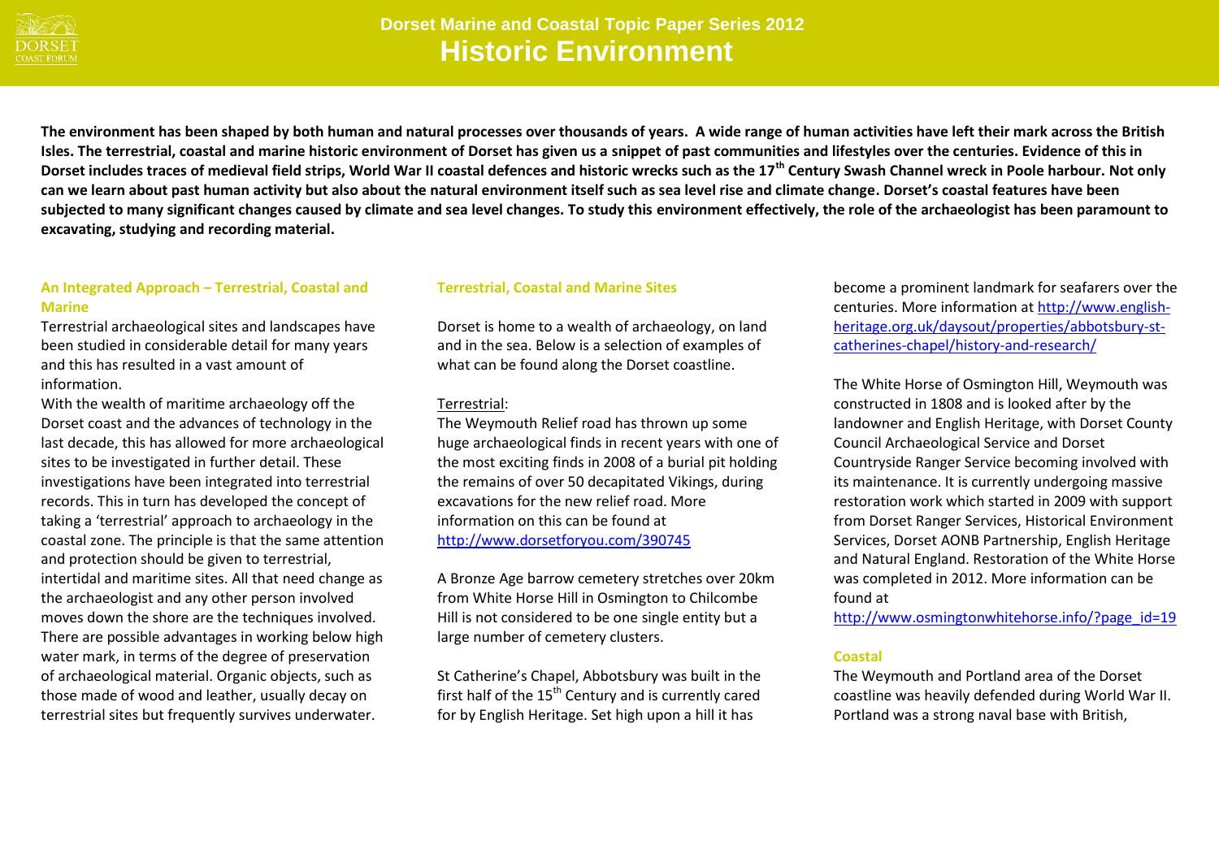# Dorset Marine and Coastal Topic Paper Series 2012
## Historic Environment

**The environment has been shaped by both human and natural processes over thousands of years. A wide range of human activities have left their mark across the British Isles. The terrestrial, coastal and marine historic environment of Dorset has given us a snippet of past communities and lifestyles over the centuries. Evidence of this in Dorset includes traces of medieval field strips, World War II coastal defences and historic wrecks such as the 17th Century Swash Channel wreck in Poole harbour. Not only can we learn about past human activity but also about the natural environment itself such as sea level rise and climate change. Dorset's coastal features have been subjected to many significant changes caused by climate and sea level changes. To study this environment effectively, the role of the archaeologist has been paramount to excavating, studying and recording material.**

### An Integrated Approach – Terrestrial, Coastal and Marine

Terrestrial archaeological sites and landscapes have been studied in considerable detail for many years and this has resulted in a vast amount of information.

With the wealth of maritime archaeology off the Dorset coast and the advances of technology in the last decade, this has allowed for more archaeological sites to be investigated in further detail. These investigations have been integrated into terrestrial records. This in turn has developed the concept of taking a 'terrestrial' approach to archaeology in the coastal zone. The principle is that the same attention and protection should be given to terrestrial, intertidal and maritime sites. All that need change as the archaeologist and any other person involved moves down the shore are the techniques involved. There are possible advantages in working below high water mark, in terms of the degree of preservation of archaeological material. Organic objects, such as those made of wood and leather, usually decay on terrestrial sites but frequently survives underwater.

### Terrestrial, Coastal and Marine Sites

Dorset is home to a wealth of archaeology, on land and in the sea. Below is a selection of examples of what can be found along the Dorset coastline.

Terrestrial:

The Weymouth Relief road has thrown up some huge archaeological finds in recent years with one of the most exciting finds in 2008 of a burial pit holding the remains of over 50 decapitated Vikings, during excavations for the new relief road. More information on this can be found at http://www.dorsetforyou.com/390745

A Bronze Age barrow cemetery stretches over 20km from White Horse Hill in Osmington to Chilcombe Hill is not considered to be one single entity but a large number of cemetery clusters.

St Catherine's Chapel, Abbotsbury was built in the first half of the 15th Century and is currently cared for by English Heritage. Set high upon a hill it has become a prominent landmark for seafarers over the centuries. More information at http://www.english-heritage.org.uk/daysout/properties/abbotsbury-st-catherines-chapel/history-and-research/

The White Horse of Osmington Hill, Weymouth was constructed in 1808 and is looked after by the landowner and English Heritage, with Dorset County Council Archaeological Service and Dorset Countryside Ranger Service becoming involved with its maintenance. It is currently undergoing massive restoration work which started in 2009 with support from Dorset Ranger Services, Historical Environment Services, Dorset AONB Partnership, English Heritage and Natural England. Restoration of the White Horse was completed in 2012. More information can be found at http://www.osmingtonwhitehorse.info/?page_id=19

### Coastal

The Weymouth and Portland area of the Dorset coastline was heavily defended during World War II. Portland was a strong naval base with British,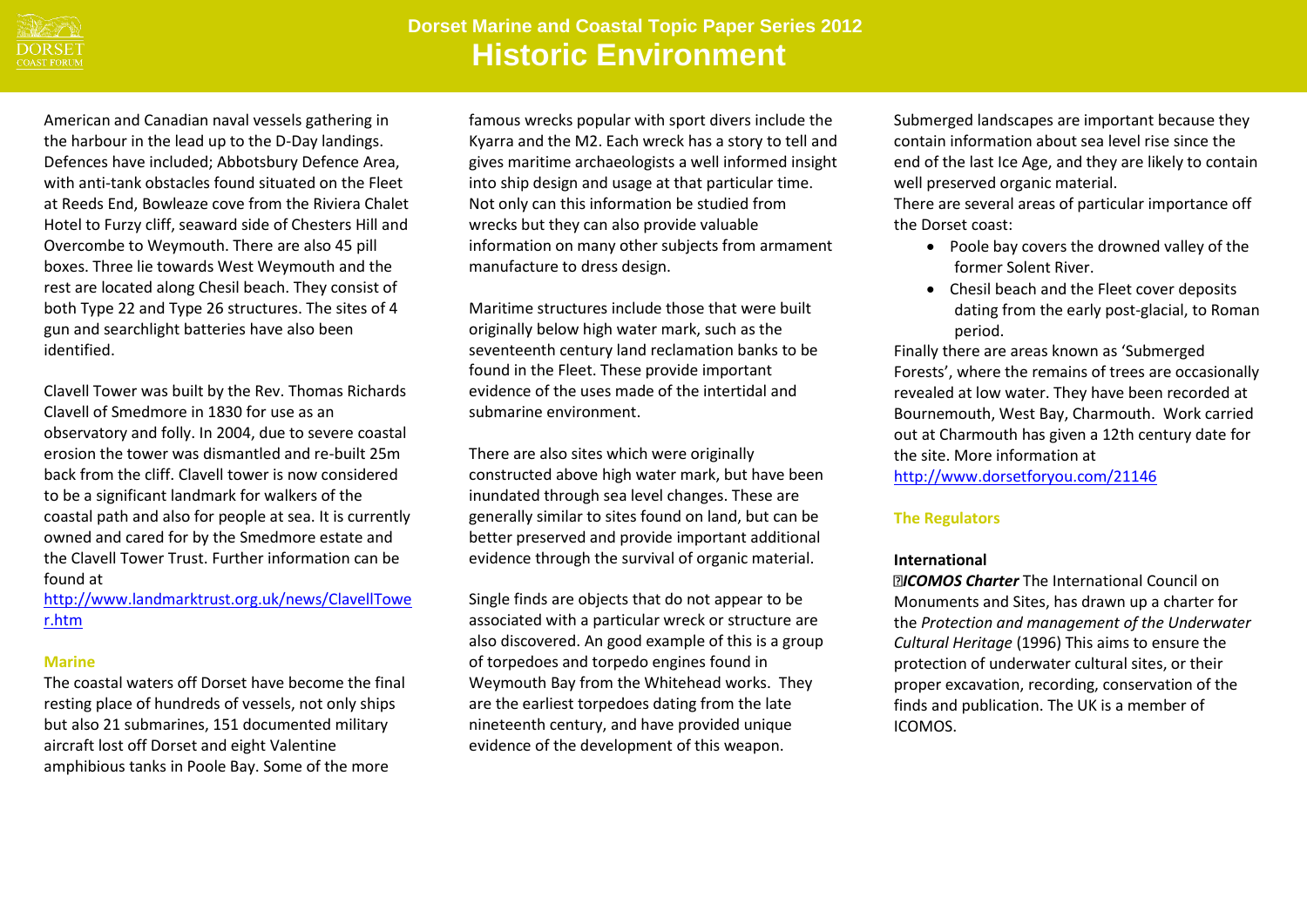American and Canadian naval vessels gathering in the harbour in the lead up to the D-Day landings. Defences have included; Abbotsbury Defence Area, with anti-tank obstacles found situated on the Fleet at Reeds End, Bowleaze cove from the Riviera Chalet Hotel to Furzy cliff, seaward side of Chesters Hill and Overcombe to Weymouth. There are also 45 pill boxes. Three lie towards West Weymouth and the rest are located along Chesil beach. They consist of both Type 22 and Type 26 structures. The sites of 4 gun and searchlight batteries have also been identified.

Clavell Tower was built by the Rev. Thomas Richards Clavell of Smedmore in 1830 for use as an observatory and folly. In 2004, due to severe coastal erosion the tower was dismantled and re-built 25m back from the cliff. Clavell tower is now considered to be a significant landmark for walkers of the coastal path and also for people at sea. It is currently owned and cared for by the Smedmore estate and the Clavell Tower Trust. Further information can be found at http://www.landmarktrust.org.uk/news/ClavellTower.htm

## Marine

The coastal waters off Dorset have become the final resting place of hundreds of vessels, not only ships but also 21 submarines, 151 documented military aircraft lost off Dorset and eight Valentine amphibious tanks in Poole Bay. Some of the more famous wrecks popular with sport divers include the Kyarra and the M2. Each wreck has a story to tell and gives maritime archaeologists a well informed insight into ship design and usage at that particular time. Not only can this information be studied from wrecks but they can also provide valuable information on many other subjects from armament manufacture to dress design.

Maritime structures include those that were built originally below high water mark, such as the seventeenth century land reclamation banks to be found in the Fleet. These provide important evidence of the uses made of the intertidal and submarine environment.

There are also sites which were originally constructed above high water mark, but have been inundated through sea level changes. These are generally similar to sites found on land, but can be better preserved and provide important additional evidence through the survival of organic material.

Single finds are objects that do not appear to be associated with a particular wreck or structure are also discovered. An good example of this is a group of torpedoes and torpedo engines found in Weymouth Bay from the Whitehead works. They are the earliest torpedoes dating from the late nineteenth century, and have provided unique evidence of the development of this weapon.

Submerged landscapes are important because they contain information about sea level rise since the end of the last Ice Age, and they are likely to contain well preserved organic material.
There are several areas of particular importance off the Dorset coast:

- Poole bay covers the drowned valley of the former Solent River.
- Chesil beach and the Fleet cover deposits dating from the early post-glacial, to Roman period.

Finally there are areas known as 'Submerged Forests', where the remains of trees are occasionally revealed at low water. They have been recorded at Bournemouth, West Bay, Charmouth. Work carried out at Charmouth has given a 12th century date for the site. More information at http://www.dorsetforyou.com/21146

## The Regulators

### International

***ICOMOS Charter*** The International Council on Monuments and Sites, has drawn up a charter for the *Protection and management of the Underwater Cultural Heritage* (1996) This aims to ensure the protection of underwater cultural sites, or their proper excavation, recording, conservation of the finds and publication. The UK is a member of ICOMOS.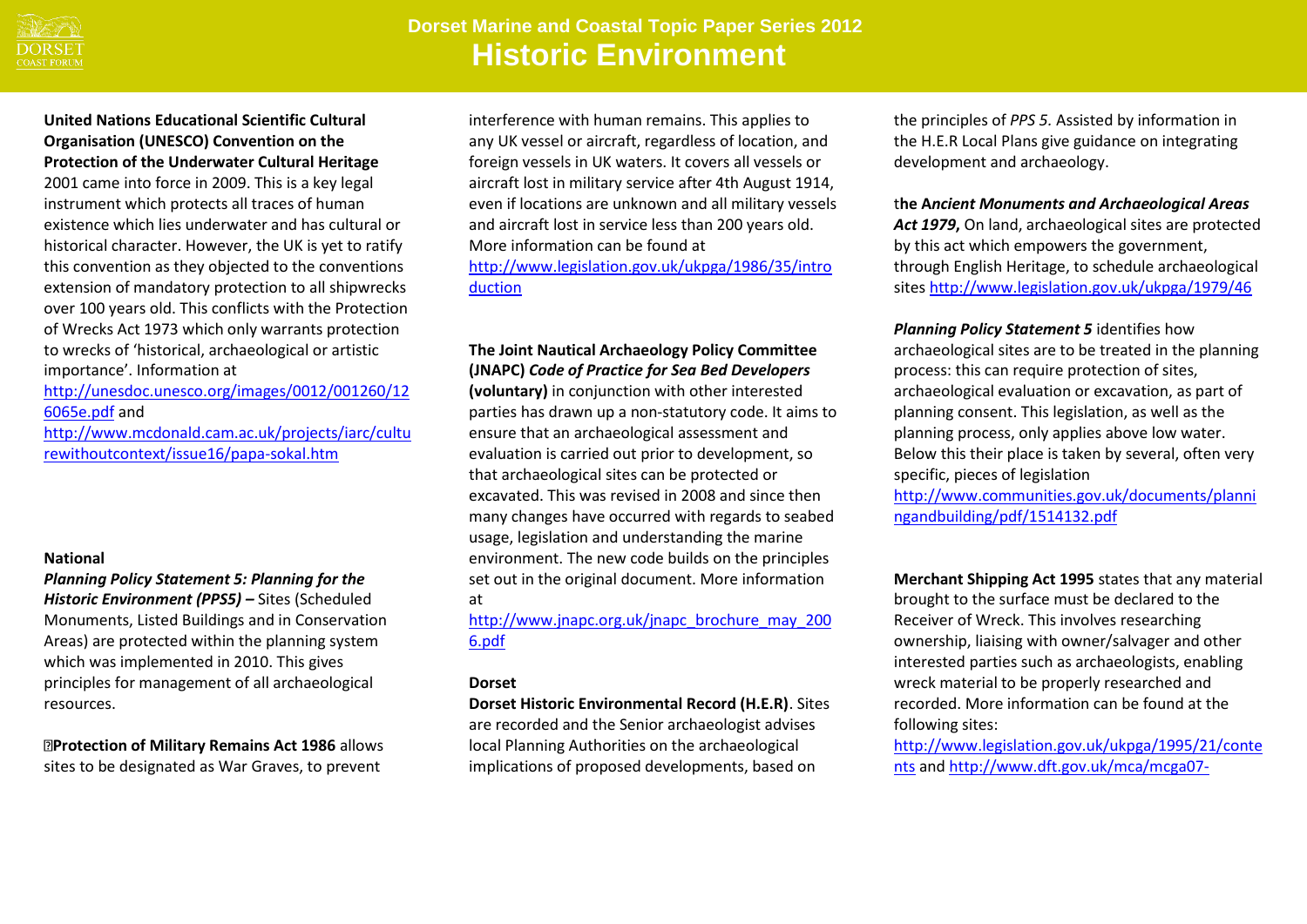**United Nations Educational Scientific Cultural Organisation (UNESCO) Convention on the Protection of the Underwater Cultural Heritage** 2001 came into force in 2009. This is a key legal instrument which protects all traces of human existence which lies underwater and has cultural or historical character. However, the UK is yet to ratify this convention as they objected to the conventions extension of mandatory protection to all shipwrecks over 100 years old. This conflicts with the Protection of Wrecks Act 1973 which only warrants protection to wrecks of 'historical, archaeological or artistic importance'. Information at http://unesdoc.unesco.org/images/0012/001260/126065e.pdf and http://www.mcdonald.cam.ac.uk/projects/iarc/culturewithoutcontext/issue16/papa-sokal.htm

### National

***Planning Policy Statement 5: Planning for the Historic Environment (PPS5) –*** Sites (Scheduled Monuments, Listed Buildings and in Conservation Areas) are protected within the planning system which was implemented in 2010. This gives principles for management of all archaeological resources.

**Protection of Military Remains Act 1986** allows sites to be designated as War Graves, to prevent interference with human remains. This applies to any UK vessel or aircraft, regardless of location, and foreign vessels in UK waters. It covers all vessels or aircraft lost in military service after 4th August 1914, even if locations are unknown and all military vessels and aircraft lost in service less than 200 years old. More information can be found at http://www.legislation.gov.uk/ukpga/1986/35/introduction

**The Joint Nautical Archaeology Policy Committee (JNAPC)** ***Code of Practice for Sea Bed Developers*** **(voluntary)** in conjunction with other interested parties has drawn up a non-statutory code. It aims to ensure that an archaeological assessment and evaluation is carried out prior to development, so that archaeological sites can be protected or excavated. This was revised in 2008 and since then many changes have occurred with regards to seabed usage, legislation and understanding the marine environment. The new code builds on the principles set out in the original document. More information at http://www.jnapc.org.uk/jnapc_brochure_may_2006.pdf

### Dorset

**Dorset Historic Environmental Record (H.E.R)**. Sites are recorded and the Senior archaeologist advises local Planning Authorities on the archaeological implications of proposed developments, based on the principles of *PPS 5.* Assisted by information in the H.E.R Local Plans give guidance on integrating development and archaeology.

t**he A*ncient Monuments and Archaeological Areas Act 1979***, On land, archaeological sites are protected by this act which empowers the government, through English Heritage, to schedule archaeological sites http://www.legislation.gov.uk/ukpga/1979/46

***Planning Policy Statement 5*** identifies how archaeological sites are to be treated in the planning process: this can require protection of sites, archaeological evaluation or excavation, as part of planning consent. This legislation, as well as the planning process, only applies above low water. Below this their place is taken by several, often very specific, pieces of legislation http://www.communities.gov.uk/documents/planningandbuilding/pdf/1514132.pdf

**Merchant Shipping Act 1995** states that any material brought to the surface must be declared to the Receiver of Wreck. This involves researching ownership, liaising with owner/salvager and other interested parties such as archaeologists, enabling wreck material to be properly researched and recorded. More information can be found at the following sites: http://www.legislation.gov.uk/ukpga/1995/21/contents and http://www.dft.gov.uk/mca/mcga07-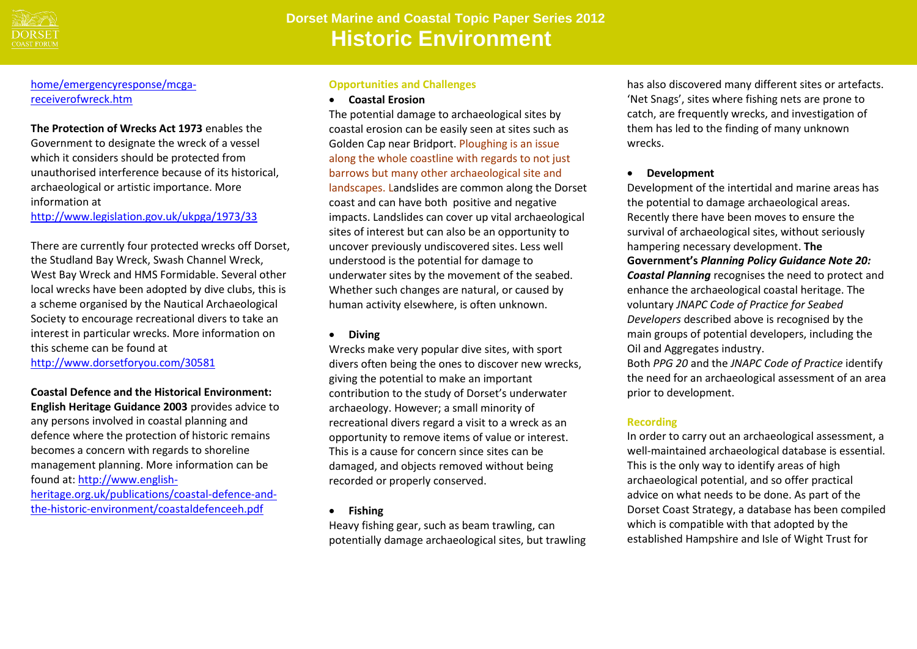home/emergencyresponse/mcga-receiverofwreck.htm

**The Protection of Wrecks Act 1973** enables the Government to designate the wreck of a vessel which it considers should be protected from unauthorised interference because of its historical, archaeological or artistic importance. More information at http://www.legislation.gov.uk/ukpga/1973/33

There are currently four protected wrecks off Dorset, the Studland Bay Wreck, Swash Channel Wreck, West Bay Wreck and HMS Formidable. Several other local wrecks have been adopted by dive clubs, this is a scheme organised by the Nautical Archaeological Society to encourage recreational divers to take an interest in particular wrecks. More information on this scheme can be found at http://www.dorsetforyou.com/30581

**Coastal Defence and the Historical Environment: English Heritage Guidance 2003** provides advice to any persons involved in coastal planning and defence where the protection of historic remains becomes a concern with regards to shoreline management planning. More information can be found at: http://www.english-heritage.org.uk/publications/coastal-defence-and-the-historic-environment/coastaldefenceeh.pdf

## Opportunities and Challenges

- **Coastal Erosion**

The potential damage to archaeological sites by coastal erosion can be easily seen at sites such as Golden Cap near Bridport. Ploughing is an issue along the whole coastline with regards to not just barrows but many other archaeological site and landscapes. Landslides are common along the Dorset coast and can have both positive and negative impacts. Landslides can cover up vital archaeological sites of interest but can also be an opportunity to uncover previously undiscovered sites. Less well understood is the potential for damage to underwater sites by the movement of the seabed. Whether such changes are natural, or caused by human activity elsewhere, is often unknown.

- **Diving**

Wrecks make very popular dive sites, with sport divers often being the ones to discover new wrecks, giving the potential to make an important contribution to the study of Dorset's underwater archaeology. However; a small minority of recreational divers regard a visit to a wreck as an opportunity to remove items of value or interest. This is a cause for concern since sites can be damaged, and objects removed without being recorded or properly conserved.

- **Fishing**

Heavy fishing gear, such as beam trawling, can potentially damage archaeological sites, but trawling has also discovered many different sites or artefacts. 'Net Snags', sites where fishing nets are prone to catch, are frequently wrecks, and investigation of them has led to the finding of many unknown wrecks.

- **Development**

Development of the intertidal and marine areas has the potential to damage archaeological areas. Recently there have been moves to ensure the survival of archaeological sites, without seriously hampering necessary development. **The Government's *Planning Policy Guidance Note 20: Coastal Planning*** recognises the need to protect and enhance the archaeological coastal heritage. The voluntary *JNAPC Code of Practice for Seabed Developers* described above is recognised by the main groups of potential developers, including the Oil and Aggregates industry.
Both *PPG 20* and the *JNAPC Code of Practice* identify the need for an archaeological assessment of an area prior to development.

## Recording

In order to carry out an archaeological assessment, a well-maintained archaeological database is essential. This is the only way to identify areas of high archaeological potential, and so offer practical advice on what needs to be done. As part of the Dorset Coast Strategy, a database has been compiled which is compatible with that adopted by the established Hampshire and Isle of Wight Trust for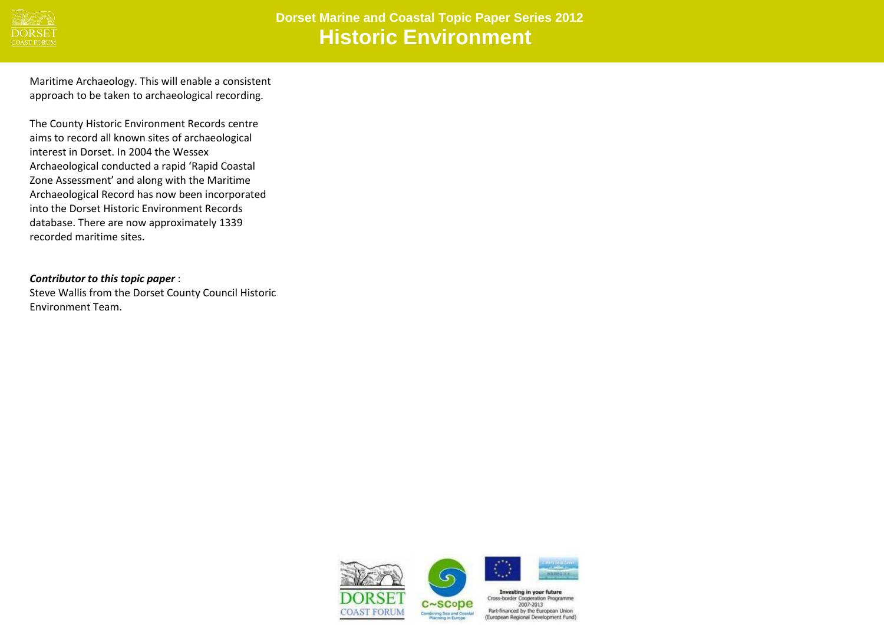Maritime Archaeology. This will enable a consistent approach to be taken to archaeological recording.

The County Historic Environment Records centre aims to record all known sites of archaeological interest in Dorset. In 2004 the Wessex Archaeological conducted a rapid 'Rapid Coastal Zone Assessment' and along with the Maritime Archaeological Record has now been incorporated into the Dorset Historic Environment Records database. There are now approximately 1339 recorded maritime sites.

***Contributor to this topic paper*** :
Steve Wallis from the Dorset County Council Historic Environment Team.